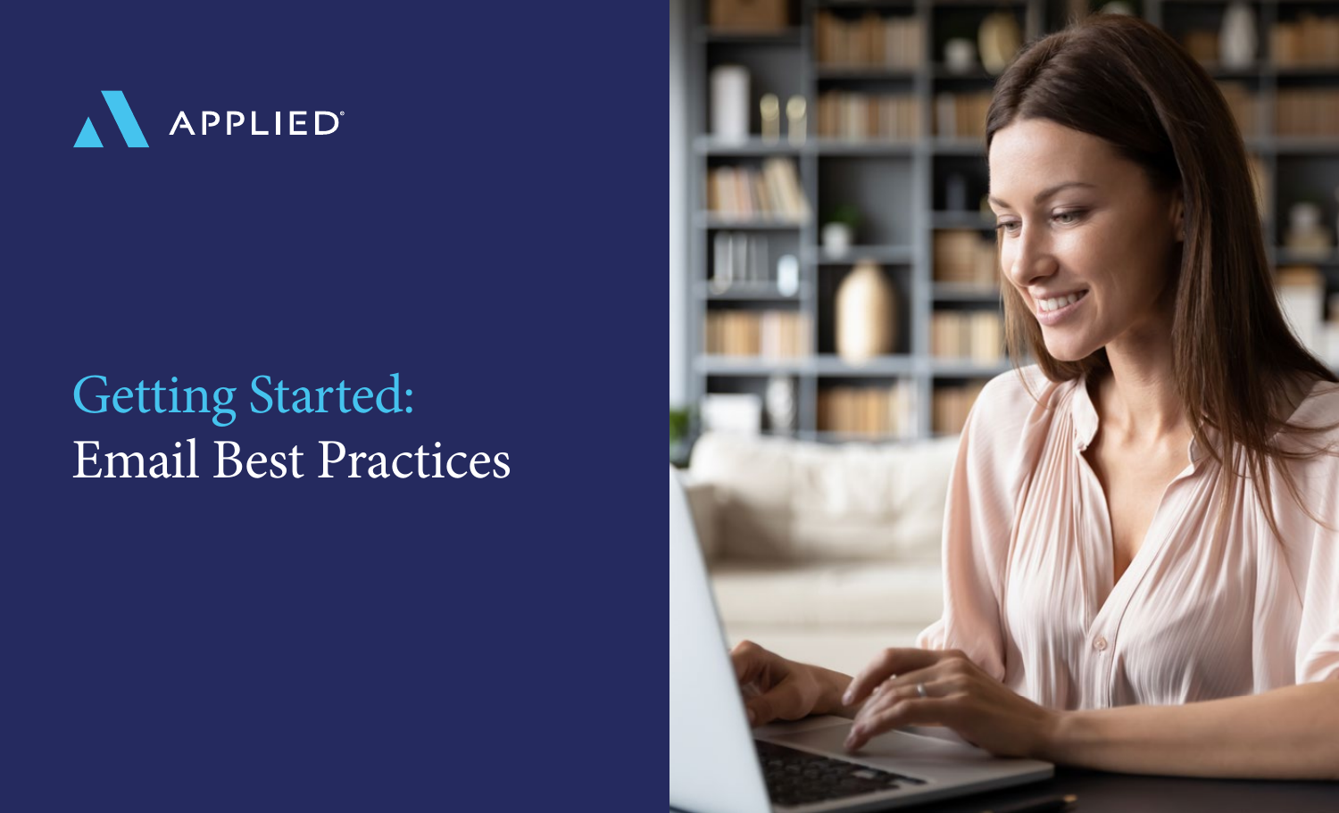APPLIED®

# Getting Started:
# Email Best Practices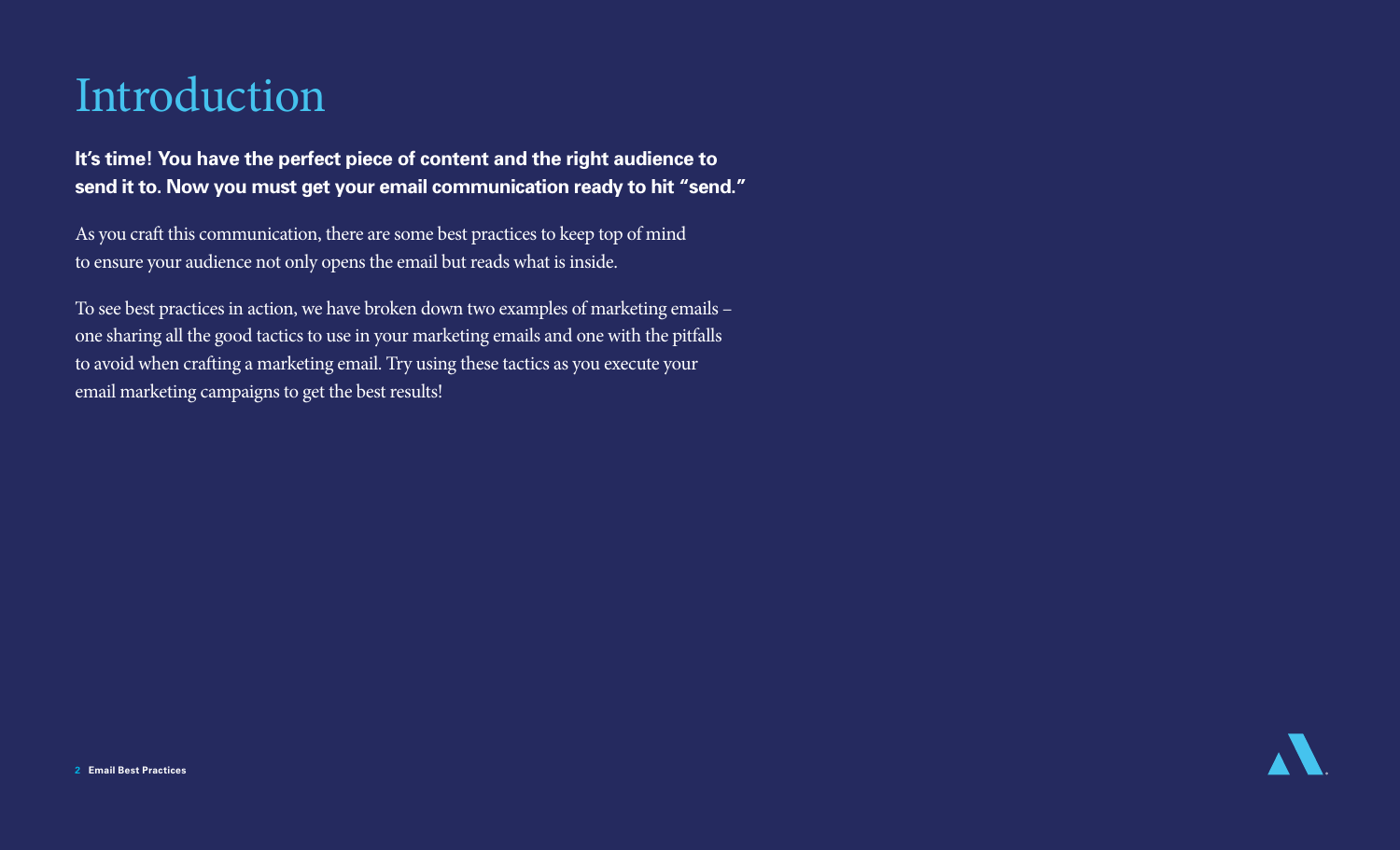# Introduction

**It's time! You have the perfect piece of content and the right audience to send it to. Now you must get your email communication ready to hit "send."**

As you craft this communication, there are some best practices to keep top of mind to ensure your audience not only opens the email but reads what is inside.

To see best practices in action, we have broken down two examples of marketing emails – one sharing all the good tactics to use in your marketing emails and one with the pitfalls to avoid when crafting a marketing email. Try using these tactics as you execute your email marketing campaigns to get the best results!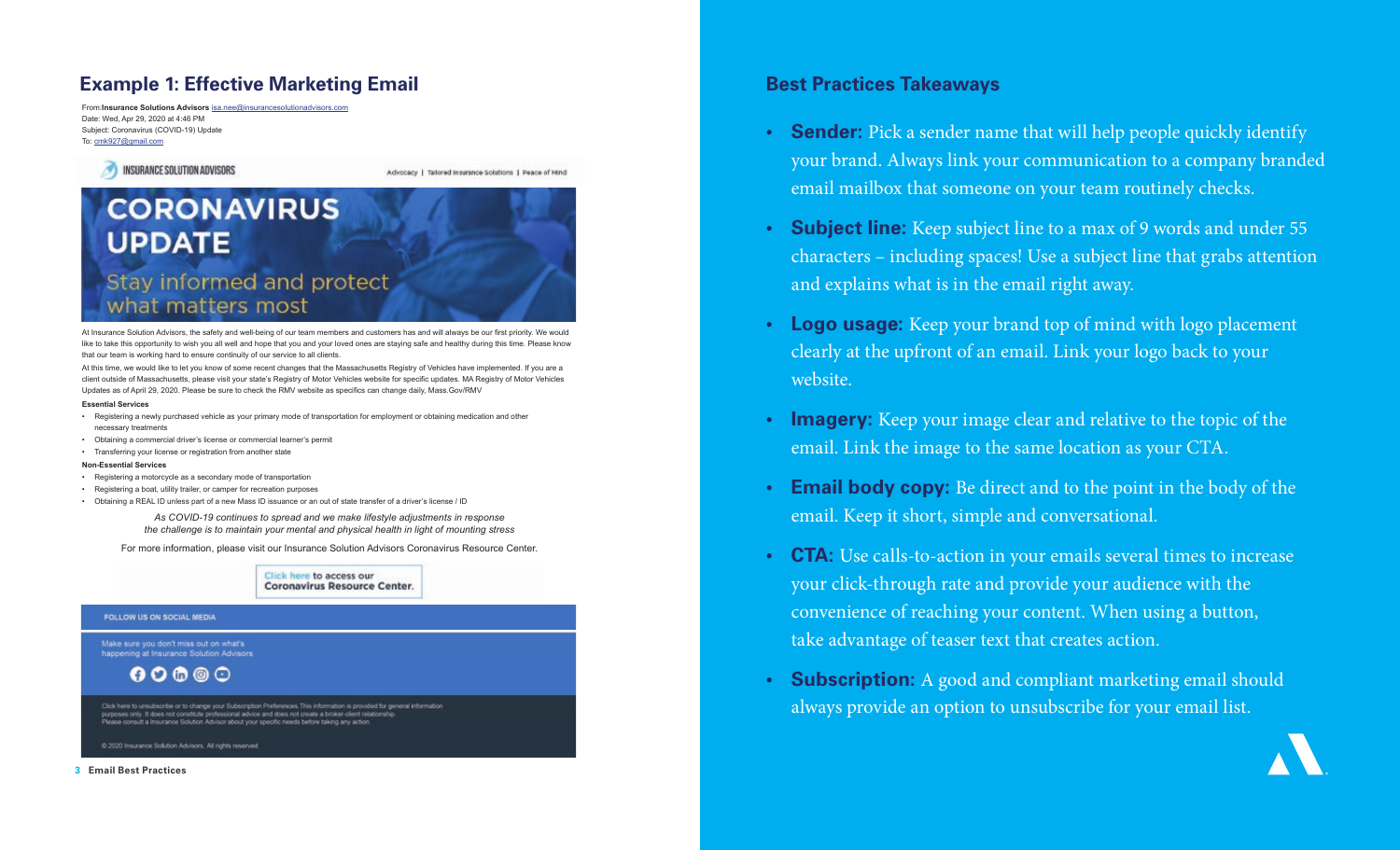## Example 1: Effective Marketing Email

From: **Insurance Solutions Advisors** isa.nee@insurancesolutionadvisors.com
Date: Wed, Apr 29, 2020 at 4:46 PM
Subject: Coronavirus (COVID-19) Update
To: cmk927@gmail.com

INSURANCE SOLUTION ADVISORS

Advocacy | Tailored Insurance Solutions | Peace of Mind

# CORONAVIRUS UPDATE

Stay informed and protect what matters most

At Insurance Solution Advisors, the safety and well-being of our team members and customers has and will always be our first priority. We would like to take this opportunity to wish you all well and hope that you and your loved ones are staying safe and healthy during this time. Please know that our team is working hard to ensure continuity of our service to all clients.

At this time, we would like to let you know of some recent changes that the Massachusetts Registry of Vehicles have implemented. If you are a client outside of Massachusetts, please visit your state's Registry of Motor Vehicles website for specific updates. MA Registry of Motor Vehicles Updates as of April 29, 2020. Please be sure to check the RMV website as specifics can change daily, Mass.Gov/RMV

**Essential Services**

- Registering a newly purchased vehicle as your primary mode of transportation for employment or obtaining medication and other necessary treatments
- Obtaining a commercial driver's license or commercial learner's permit
- Transferring your license or registration from another state

**Non-Essential Services**

- Registering a motorcycle as a secondary mode of transportation
- Registering a boat, utility trailer, or camper for recreation purposes
- Obtaining a REAL ID unless part of a new Mass ID issuance or an out of state transfer of a driver's license / ID

*As COVID-19 continues to spread and we make lifestyle adjustments in response the challenge is to maintain your mental and physical health in light of mounting stress*

For more information, please visit our Insurance Solution Advisors Coronavirus Resource Center.

Click here to access our **Coronavirus Resource Center.**

FOLLOW US ON SOCIAL MEDIA

Make sure you don't miss out on what's happening at Insurance Solution Advisors

Click here to unsubscribe or to change your Subscription Preferences. This information is provided for general information purposes only. It does not constitute professional advice and does not create a broker-client relationship. Please consult a Insurance Solution Advisor about your specific needs before taking any action.

© 2020 Insurance Solution Advisors. All rights reserved.

## Best Practices Takeaways

- **Sender:** Pick a sender name that will help people quickly identify your brand. Always link your communication to a company branded email mailbox that someone on your team routinely checks.
- **Subject line:** Keep subject line to a max of 9 words and under 55 characters – including spaces! Use a subject line that grabs attention and explains what is in the email right away.
- **Logo usage:** Keep your brand top of mind with logo placement clearly at the upfront of an email. Link your logo back to your website.
- **Imagery:** Keep your image clear and relative to the topic of the email. Link the image to the same location as your CTA.
- **Email body copy:** Be direct and to the point in the body of the email. Keep it short, simple and conversational.
- **CTA:** Use calls-to-action in your emails several times to increase your click-through rate and provide your audience with the convenience of reaching your content. When using a button, take advantage of teaser text that creates action.
- **Subscription:** A good and compliant marketing email should always provide an option to unsubscribe for your email list.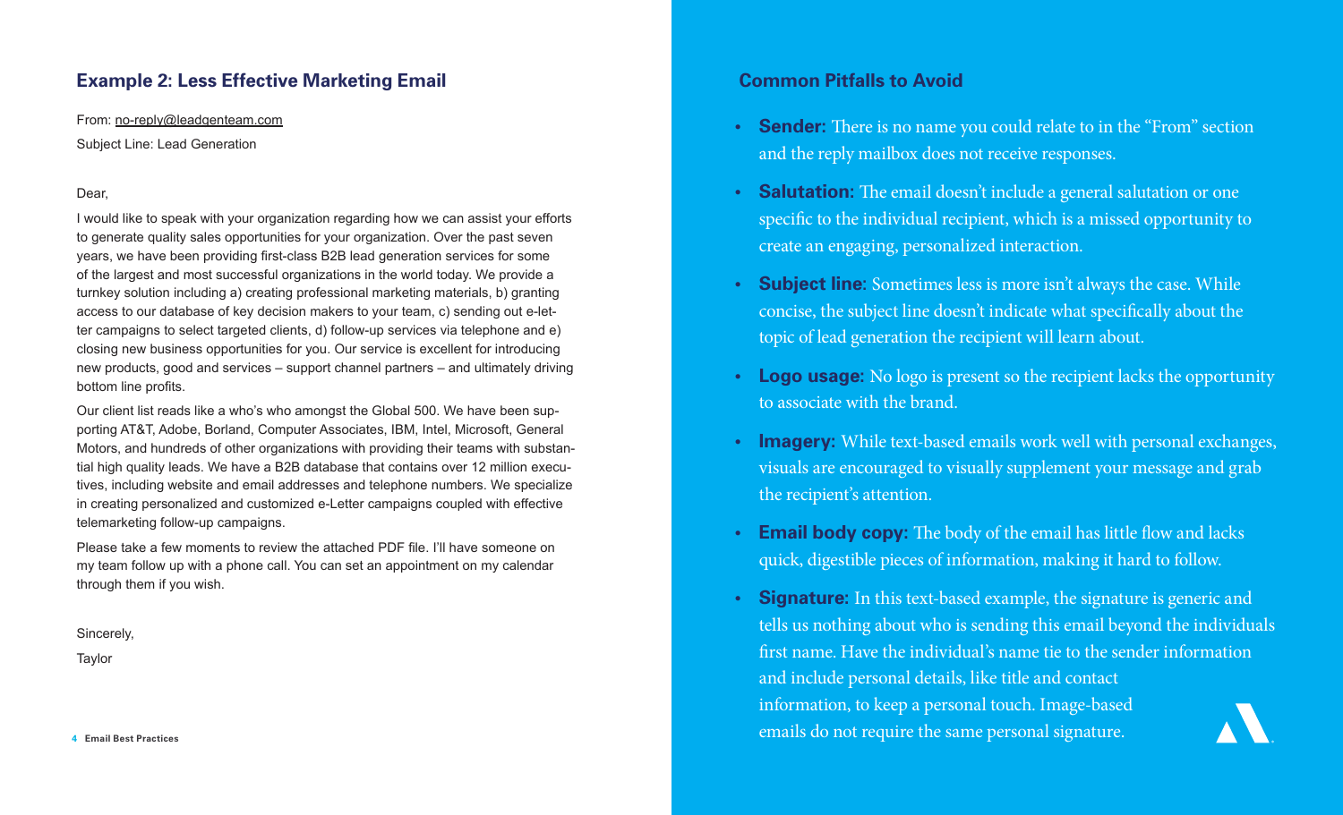## Example 2: Less Effective Marketing Email

From: no-reply@leadgenteam.com

Subject Line: Lead Generation

Dear,

I would like to speak with your organization regarding how we can assist your efforts to generate quality sales opportunities for your organization. Over the past seven years, we have been providing first-class B2B lead generation services for some of the largest and most successful organizations in the world today. We provide a turnkey solution including a) creating professional marketing materials, b) granting access to our database of key decision makers to your team, c) sending out e-letter campaigns to select targeted clients, d) follow-up services via telephone and e) closing new business opportunities for you. Our service is excellent for introducing new products, good and services – support channel partners – and ultimately driving bottom line profits.

Our client list reads like a who's who amongst the Global 500. We have been supporting AT&T, Adobe, Borland, Computer Associates, IBM, Intel, Microsoft, General Motors, and hundreds of other organizations with providing their teams with substantial high quality leads. We have a B2B database that contains over 12 million executives, including website and email addresses and telephone numbers. We specialize in creating personalized and customized e-Letter campaigns coupled with effective telemarketing follow-up campaigns.

Please take a few moments to review the attached PDF file. I'll have someone on my team follow up with a phone call. You can set an appointment on my calendar through them if you wish.

Sincerely,

Taylor

## Common Pitfalls to Avoid

- **Sender:** There is no name you could relate to in the "From" section and the reply mailbox does not receive responses.
- **Salutation:** The email doesn't include a general salutation or one specific to the individual recipient, which is a missed opportunity to create an engaging, personalized interaction.
- **Subject line**: Sometimes less is more isn't always the case. While concise, the subject line doesn't indicate what specifically about the topic of lead generation the recipient will learn about.
- **Logo usage:** No logo is present so the recipient lacks the opportunity to associate with the brand.
- **Imagery**: While text-based emails work well with personal exchanges, visuals are encouraged to visually supplement your message and grab the recipient's attention.
- **Email body copy:** The body of the email has little flow and lacks quick, digestible pieces of information, making it hard to follow.
- **Signature:** In this text-based example, the signature is generic and tells us nothing about who is sending this email beyond the individuals first name. Have the individual's name tie to the sender information and include personal details, like title and contact information, to keep a personal touch. Image-based emails do not require the same personal signature.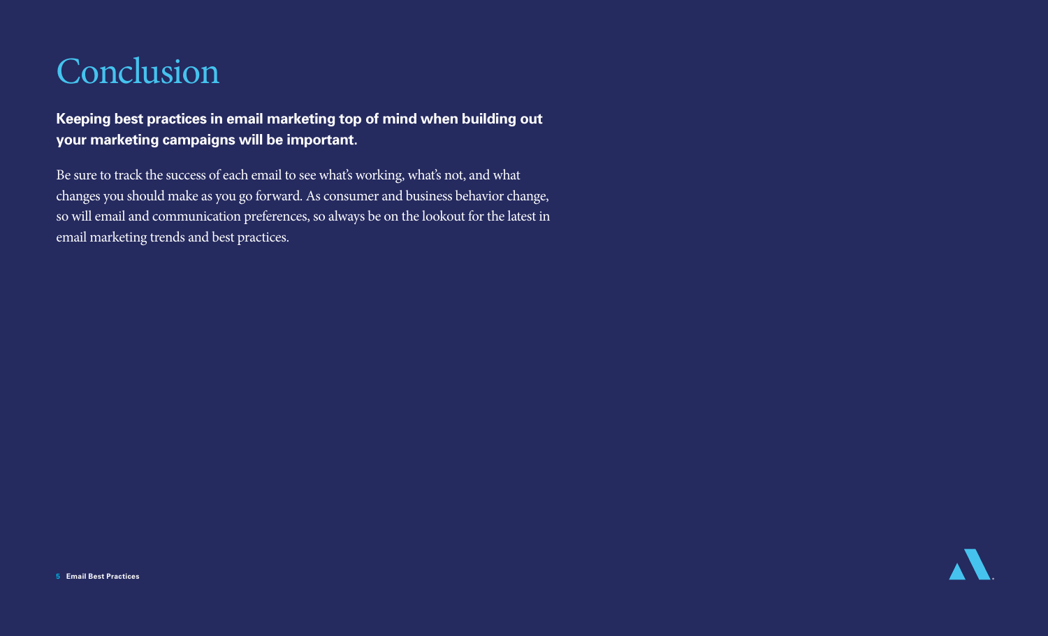# Conclusion

**Keeping best practices in email marketing top of mind when building out your marketing campaigns will be important.**

Be sure to track the success of each email to see what's working, what's not, and what changes you should make as you go forward. As consumer and business behavior change, so will email and communication preferences, so always be on the lookout for the latest in email marketing trends and best practices.